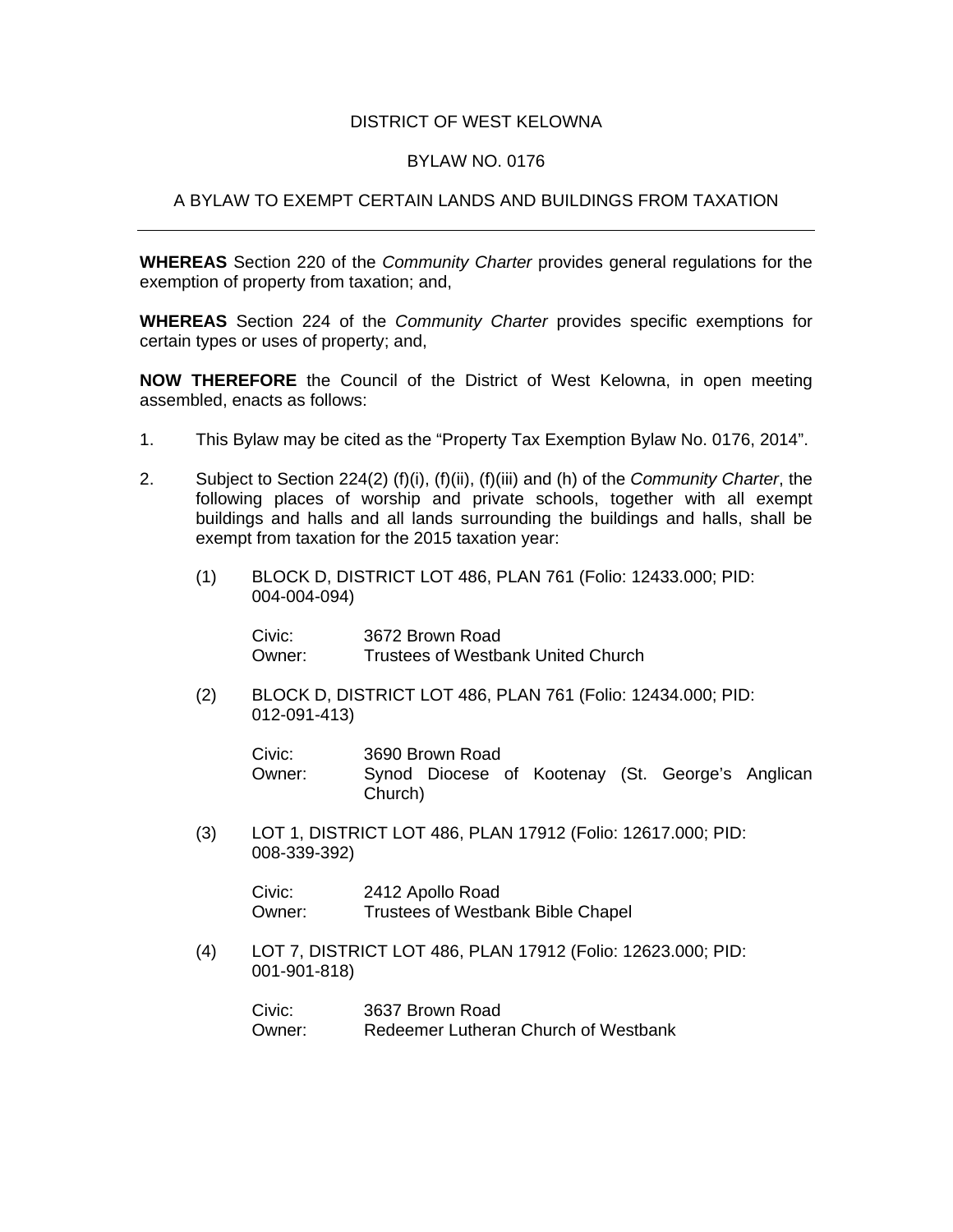DISTRICT OF WEST KELOWNA

BYLAW NO. 0176

A BYLAW TO EXEMPT CERTAIN LANDS AND BUILDINGS FROM TAXATION

---

**WHEREAS** Section 220 of the *Community Charter* provides general regulations for the exemption of property from taxation; and,

**WHEREAS** Section 224 of the *Community Charter* provides specific exemptions for certain types or uses of property; and,

**NOW THEREFORE** the Council of the District of West Kelowna, in open meeting assembled, enacts as follows:

1. This Bylaw may be cited as the "Property Tax Exemption Bylaw No. 0176, 2014".

2. Subject to Section 224(2) (f)(i), (f)(ii), (f)(iii) and (h) of the *Community Charter*, the following places of worship and private schools, together with all exempt buildings and halls and all lands surrounding the buildings and halls, shall be exempt from taxation for the 2015 taxation year:

   (1) BLOCK D, DISTRICT LOT 486, PLAN 761 (Folio: 12433.000; PID: 004-004-094)

   Civic: 3672 Brown Road
   Owner: Trustees of Westbank United Church

   (2) BLOCK D, DISTRICT LOT 486, PLAN 761 (Folio: 12434.000; PID: 012-091-413)

   Civic: 3690 Brown Road
   Owner: Synod Diocese of Kootenay (St. George's Anglican Church)

   (3) LOT 1, DISTRICT LOT 486, PLAN 17912 (Folio: 12617.000; PID: 008-339-392)

   Civic: 2412 Apollo Road
   Owner: Trustees of Westbank Bible Chapel

   (4) LOT 7, DISTRICT LOT 486, PLAN 17912 (Folio: 12623.000; PID: 001-901-818)

   Civic: 3637 Brown Road
   Owner: Redeemer Lutheran Church of Westbank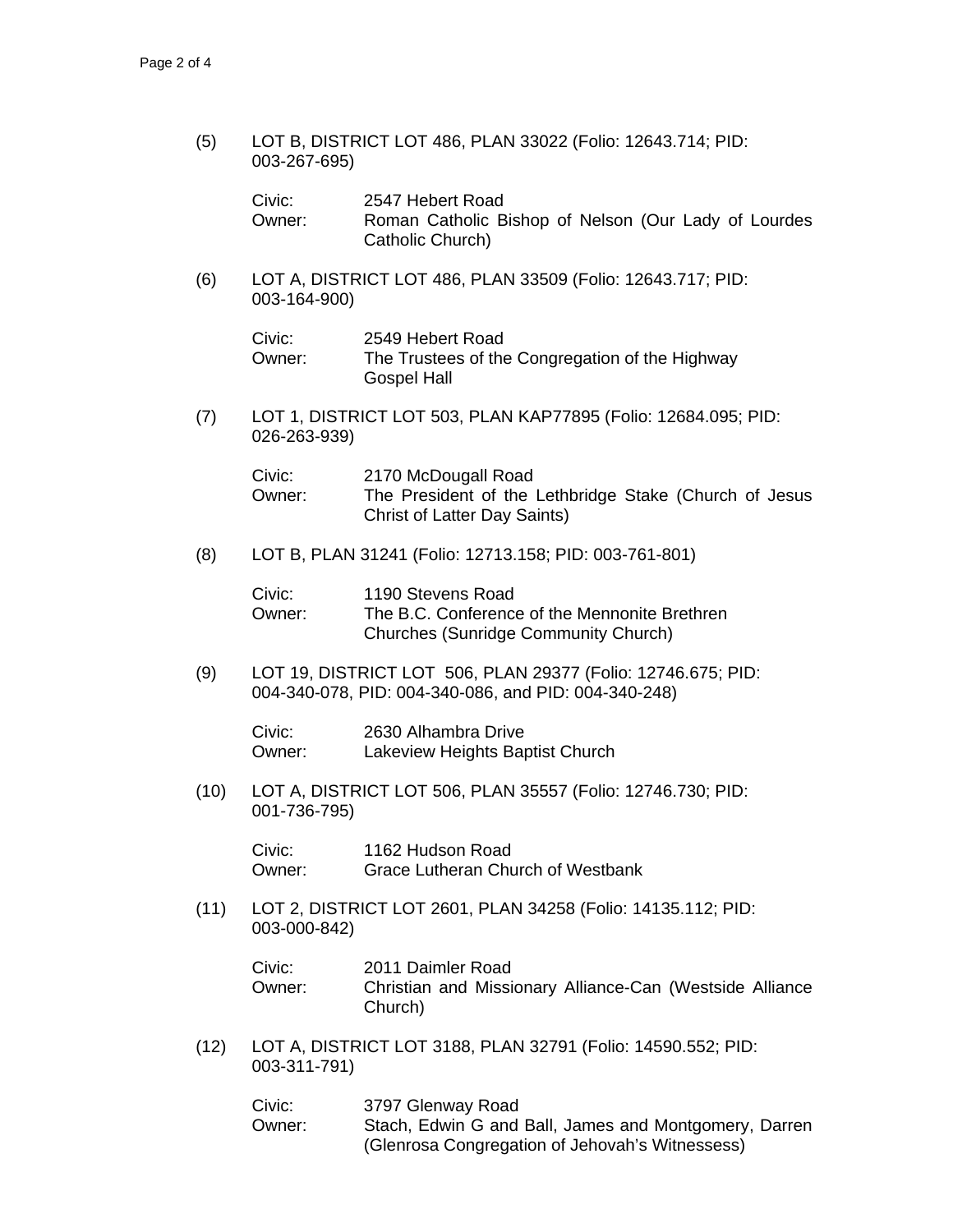(5) LOT B, DISTRICT LOT 486, PLAN 33022 (Folio: 12643.714; PID: 003-267-695)

Civic: 2547 Hebert Road
Owner: Roman Catholic Bishop of Nelson (Our Lady of Lourdes Catholic Church)

(6) LOT A, DISTRICT LOT 486, PLAN 33509 (Folio: 12643.717; PID: 003-164-900)

Civic: 2549 Hebert Road
Owner: The Trustees of the Congregation of the Highway Gospel Hall

(7) LOT 1, DISTRICT LOT 503, PLAN KAP77895 (Folio: 12684.095; PID: 026-263-939)

Civic: 2170 McDougall Road
Owner: The President of the Lethbridge Stake (Church of Jesus Christ of Latter Day Saints)

(8) LOT B, PLAN 31241 (Folio: 12713.158; PID: 003-761-801)

Civic: 1190 Stevens Road
Owner: The B.C. Conference of the Mennonite Brethren Churches (Sunridge Community Church)

(9) LOT 19, DISTRICT LOT 506, PLAN 29377 (Folio: 12746.675; PID: 004-340-078, PID: 004-340-086, and PID: 004-340-248)

Civic: 2630 Alhambra Drive
Owner: Lakeview Heights Baptist Church

(10) LOT A, DISTRICT LOT 506, PLAN 35557 (Folio: 12746.730; PID: 001-736-795)

Civic: 1162 Hudson Road
Owner: Grace Lutheran Church of Westbank

(11) LOT 2, DISTRICT LOT 2601, PLAN 34258 (Folio: 14135.112; PID: 003-000-842)

Civic: 2011 Daimler Road
Owner: Christian and Missionary Alliance-Can (Westside Alliance Church)

(12) LOT A, DISTRICT LOT 3188, PLAN 32791 (Folio: 14590.552; PID: 003-311-791)

Civic: 3797 Glenway Road
Owner: Stach, Edwin G and Ball, James and Montgomery, Darren (Glenrosa Congregation of Jehovah's Witnessess)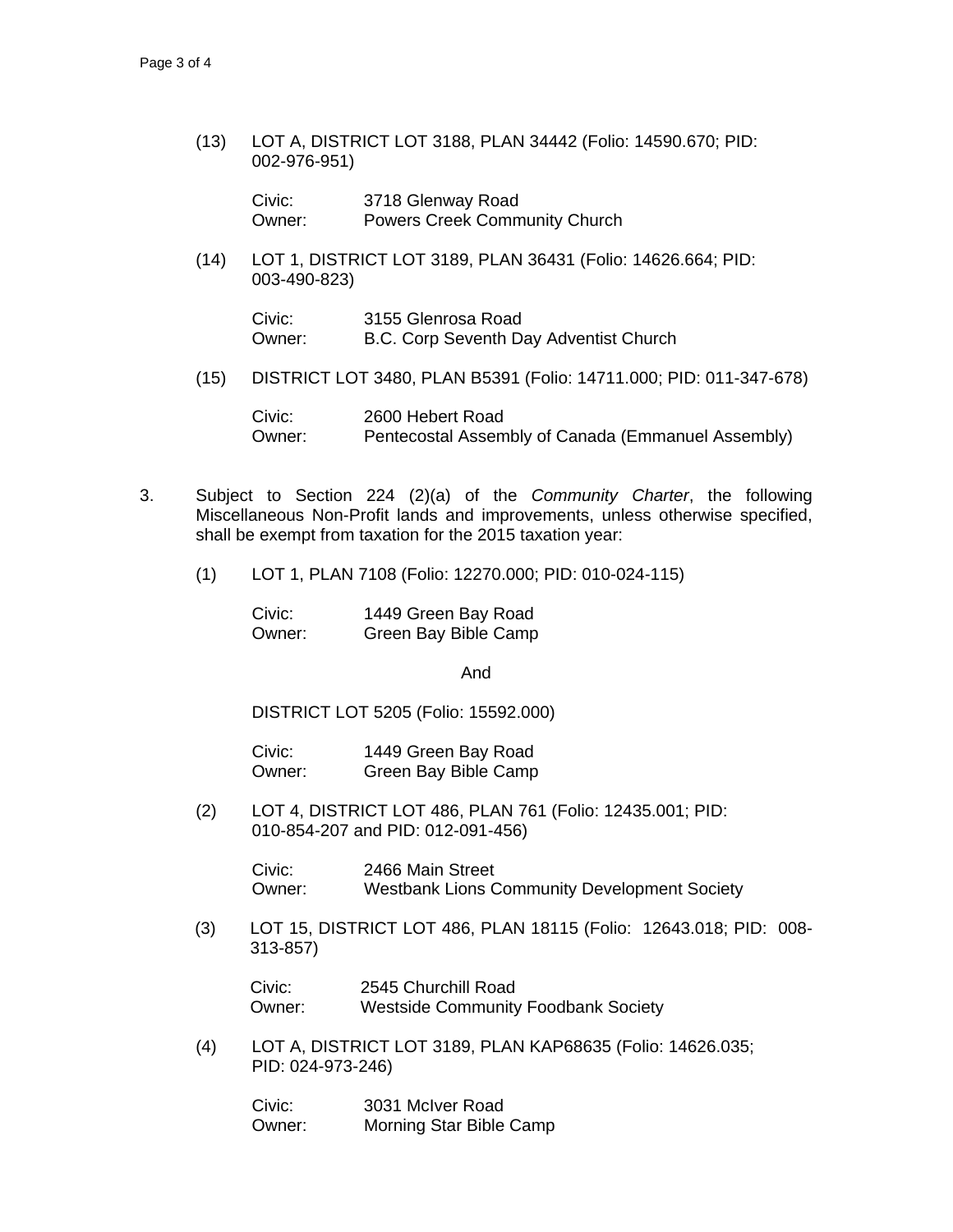(13) LOT A, DISTRICT LOT 3188, PLAN 34442 (Folio: 14590.670; PID: 002-976-951)

Civic: 3718 Glenway Road
Owner: Powers Creek Community Church

(14) LOT 1, DISTRICT LOT 3189, PLAN 36431 (Folio: 14626.664; PID: 003-490-823)

Civic: 3155 Glenrosa Road
Owner: B.C. Corp Seventh Day Adventist Church

(15) DISTRICT LOT 3480, PLAN B5391 (Folio: 14711.000; PID: 011-347-678)

Civic: 2600 Hebert Road
Owner: Pentecostal Assembly of Canada (Emmanuel Assembly)

3. Subject to Section 224 (2)(a) of the *Community Charter*, the following Miscellaneous Non-Profit lands and improvements, unless otherwise specified, shall be exempt from taxation for the 2015 taxation year:

(1) LOT 1, PLAN 7108 (Folio: 12270.000; PID: 010-024-115)

Civic: 1449 Green Bay Road
Owner: Green Bay Bible Camp

And

DISTRICT LOT 5205 (Folio: 15592.000)

Civic: 1449 Green Bay Road
Owner: Green Bay Bible Camp

(2) LOT 4, DISTRICT LOT 486, PLAN 761 (Folio: 12435.001; PID: 010-854-207 and PID: 012-091-456)

Civic: 2466 Main Street
Owner: Westbank Lions Community Development Society

(3) LOT 15, DISTRICT LOT 486, PLAN 18115 (Folio: 12643.018; PID: 008-313-857)

Civic: 2545 Churchill Road
Owner: Westside Community Foodbank Society

(4) LOT A, DISTRICT LOT 3189, PLAN KAP68635 (Folio: 14626.035; PID: 024-973-246)

Civic: 3031 McIver Road
Owner: Morning Star Bible Camp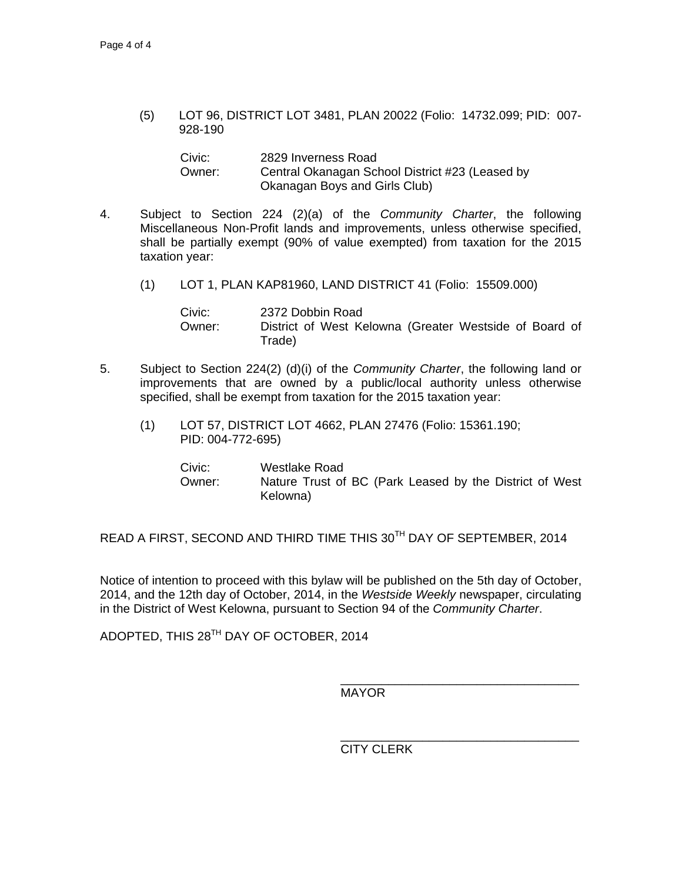(5) LOT 96, DISTRICT LOT 3481, PLAN 20022 (Folio: 14732.099; PID: 007-928-190

Civic: 2829 Inverness Road
Owner: Central Okanagan School District #23 (Leased by Okanagan Boys and Girls Club)

4. Subject to Section 224 (2)(a) of the *Community Charter*, the following Miscellaneous Non-Profit lands and improvements, unless otherwise specified, shall be partially exempt (90% of value exempted) from taxation for the 2015 taxation year:

(1) LOT 1, PLAN KAP81960, LAND DISTRICT 41 (Folio: 15509.000)

Civic: 2372 Dobbin Road
Owner: District of West Kelowna (Greater Westside of Board of Trade)

5. Subject to Section 224(2) (d)(i) of the *Community Charter*, the following land or improvements that are owned by a public/local authority unless otherwise specified, shall be exempt from taxation for the 2015 taxation year:

(1) LOT 57, DISTRICT LOT 4662, PLAN 27476 (Folio: 15361.190; PID: 004-772-695)

Civic: Westlake Road
Owner: Nature Trust of BC (Park Leased by the District of West Kelowna)

READ A FIRST, SECOND AND THIRD TIME THIS 30TH DAY OF SEPTEMBER, 2014

Notice of intention to proceed with this bylaw will be published on the 5th day of October, 2014, and the 12th day of October, 2014, in the *Westside Weekly* newspaper, circulating in the District of West Kelowna, pursuant to Section 94 of the *Community Charter*.

ADOPTED, THIS 28TH DAY OF OCTOBER, 2014

\_\_\_\_\_\_\_\_\_\_\_\_\_\_\_\_\_\_\_\_\_\_\_\_\_\_\_\_\_\_\_\_\_\_\_
MAYOR

\_\_\_\_\_\_\_\_\_\_\_\_\_\_\_\_\_\_\_\_\_\_\_\_\_\_\_\_\_\_\_\_\_\_\_
CITY CLERK